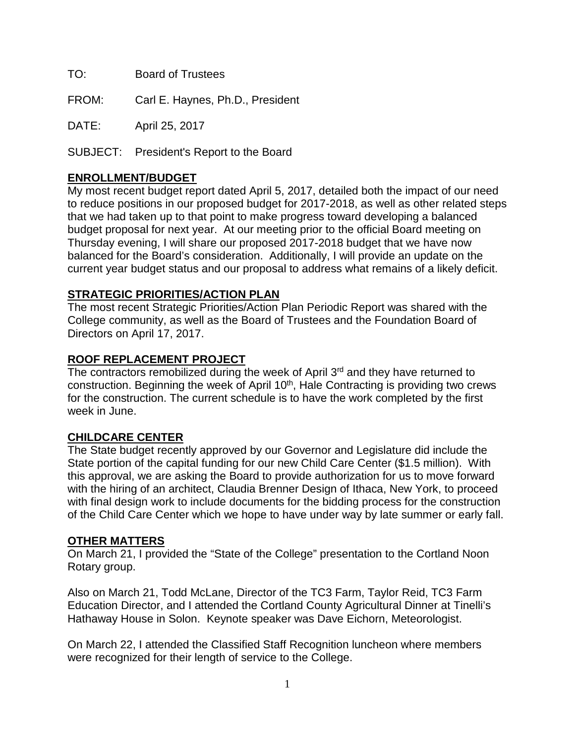TO: Board of Trustees

FROM: Carl E. Haynes, Ph.D., President

DATE: April 25, 2017

SUBJECT: President's Report to the Board

**ENROLLMENT/BUDGET**

My most recent budget report dated April 5, 2017, detailed both the impact of our need to reduce positions in our proposed budget for 2017-2018, as well as other related steps that we had taken up to that point to make progress toward developing a balanced budget proposal for next year. At our meeting prior to the official Board meeting on Thursday evening, I will share our proposed 2017-2018 budget that we have now balanced for the Board's consideration. Additionally, I will provide an update on the current year budget status and our proposal to address what remains of a likely deficit.

**STRATEGIC PRIORITIES/ACTION PLAN**

The most recent Strategic Priorities/Action Plan Periodic Report was shared with the College community, as well as the Board of Trustees and the Foundation Board of Directors on April 17, 2017.

**ROOF REPLACEMENT PROJECT**

The contractors remobilized during the week of April 3rd and they have returned to construction. Beginning the week of April 10th, Hale Contracting is providing two crews for the construction. The current schedule is to have the work completed by the first week in June.

**CHILDCARE CENTER**

The State budget recently approved by our Governor and Legislature did include the State portion of the capital funding for our new Child Care Center ($1.5 million). With this approval, we are asking the Board to provide authorization for us to move forward with the hiring of an architect, Claudia Brenner Design of Ithaca, New York, to proceed with final design work to include documents for the bidding process for the construction of the Child Care Center which we hope to have under way by late summer or early fall.

**OTHER MATTERS**

On March 21, I provided the "State of the College" presentation to the Cortland Noon Rotary group.

Also on March 21, Todd McLane, Director of the TC3 Farm, Taylor Reid, TC3 Farm Education Director, and I attended the Cortland County Agricultural Dinner at Tinelli's Hathaway House in Solon. Keynote speaker was Dave Eichorn, Meteorologist.

On March 22, I attended the Classified Staff Recognition luncheon where members were recognized for their length of service to the College.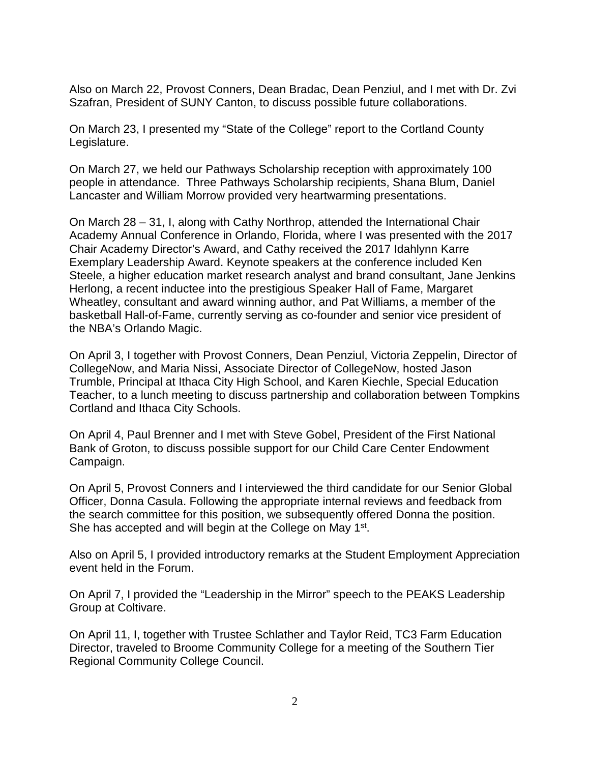Also on March 22, Provost Conners, Dean Bradac, Dean Penziul, and I met with Dr. Zvi Szafran, President of SUNY Canton, to discuss possible future collaborations.

On March 23, I presented my "State of the College" report to the Cortland County Legislature.

On March 27, we held our Pathways Scholarship reception with approximately 100 people in attendance. Three Pathways Scholarship recipients, Shana Blum, Daniel Lancaster and William Morrow provided very heartwarming presentations.

On March 28 – 31, I, along with Cathy Northrop, attended the International Chair Academy Annual Conference in Orlando, Florida, where I was presented with the 2017 Chair Academy Director's Award, and Cathy received the 2017 Idahlynn Karre Exemplary Leadership Award. Keynote speakers at the conference included Ken Steele, a higher education market research analyst and brand consultant, Jane Jenkins Herlong, a recent inductee into the prestigious Speaker Hall of Fame, Margaret Wheatley, consultant and award winning author, and Pat Williams, a member of the basketball Hall-of-Fame, currently serving as co-founder and senior vice president of the NBA's Orlando Magic.

On April 3, I together with Provost Conners, Dean Penziul, Victoria Zeppelin, Director of CollegeNow, and Maria Nissi, Associate Director of CollegeNow, hosted Jason Trumble, Principal at Ithaca City High School, and Karen Kiechle, Special Education Teacher, to a lunch meeting to discuss partnership and collaboration between Tompkins Cortland and Ithaca City Schools.

On April 4, Paul Brenner and I met with Steve Gobel, President of the First National Bank of Groton, to discuss possible support for our Child Care Center Endowment Campaign.

On April 5, Provost Conners and I interviewed the third candidate for our Senior Global Officer, Donna Casula. Following the appropriate internal reviews and feedback from the search committee for this position, we subsequently offered Donna the position. She has accepted and will begin at the College on May 1st.

Also on April 5, I provided introductory remarks at the Student Employment Appreciation event held in the Forum.

On April 7, I provided the "Leadership in the Mirror" speech to the PEAKS Leadership Group at Coltivare.

On April 11, I, together with Trustee Schlather and Taylor Reid, TC3 Farm Education Director, traveled to Broome Community College for a meeting of the Southern Tier Regional Community College Council.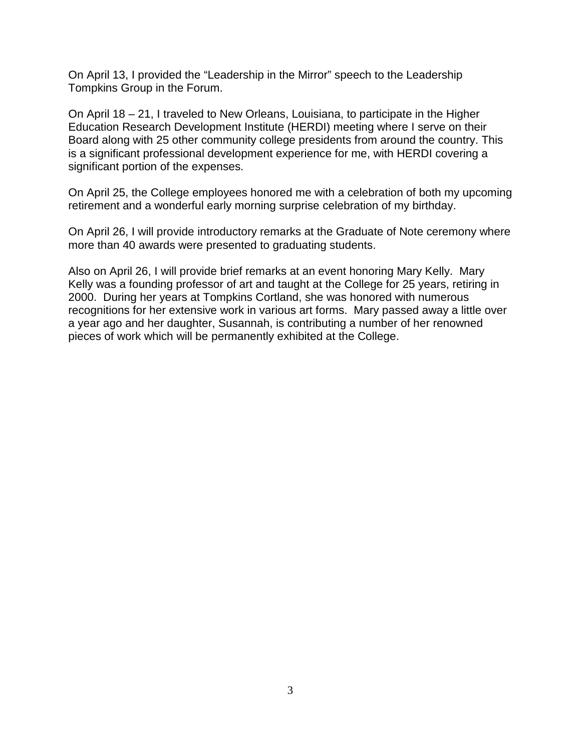On April 13, I provided the "Leadership in the Mirror" speech to the Leadership Tompkins Group in the Forum.

On April 18 – 21, I traveled to New Orleans, Louisiana, to participate in the Higher Education Research Development Institute (HERDI) meeting where I serve on their Board along with 25 other community college presidents from around the country. This is a significant professional development experience for me, with HERDI covering a significant portion of the expenses.

On April 25, the College employees honored me with a celebration of both my upcoming retirement and a wonderful early morning surprise celebration of my birthday.

On April 26, I will provide introductory remarks at the Graduate of Note ceremony where more than 40 awards were presented to graduating students.

Also on April 26, I will provide brief remarks at an event honoring Mary Kelly. Mary Kelly was a founding professor of art and taught at the College for 25 years, retiring in 2000. During her years at Tompkins Cortland, she was honored with numerous recognitions for her extensive work in various art forms. Mary passed away a little over a year ago and her daughter, Susannah, is contributing a number of her renowned pieces of work which will be permanently exhibited at the College.